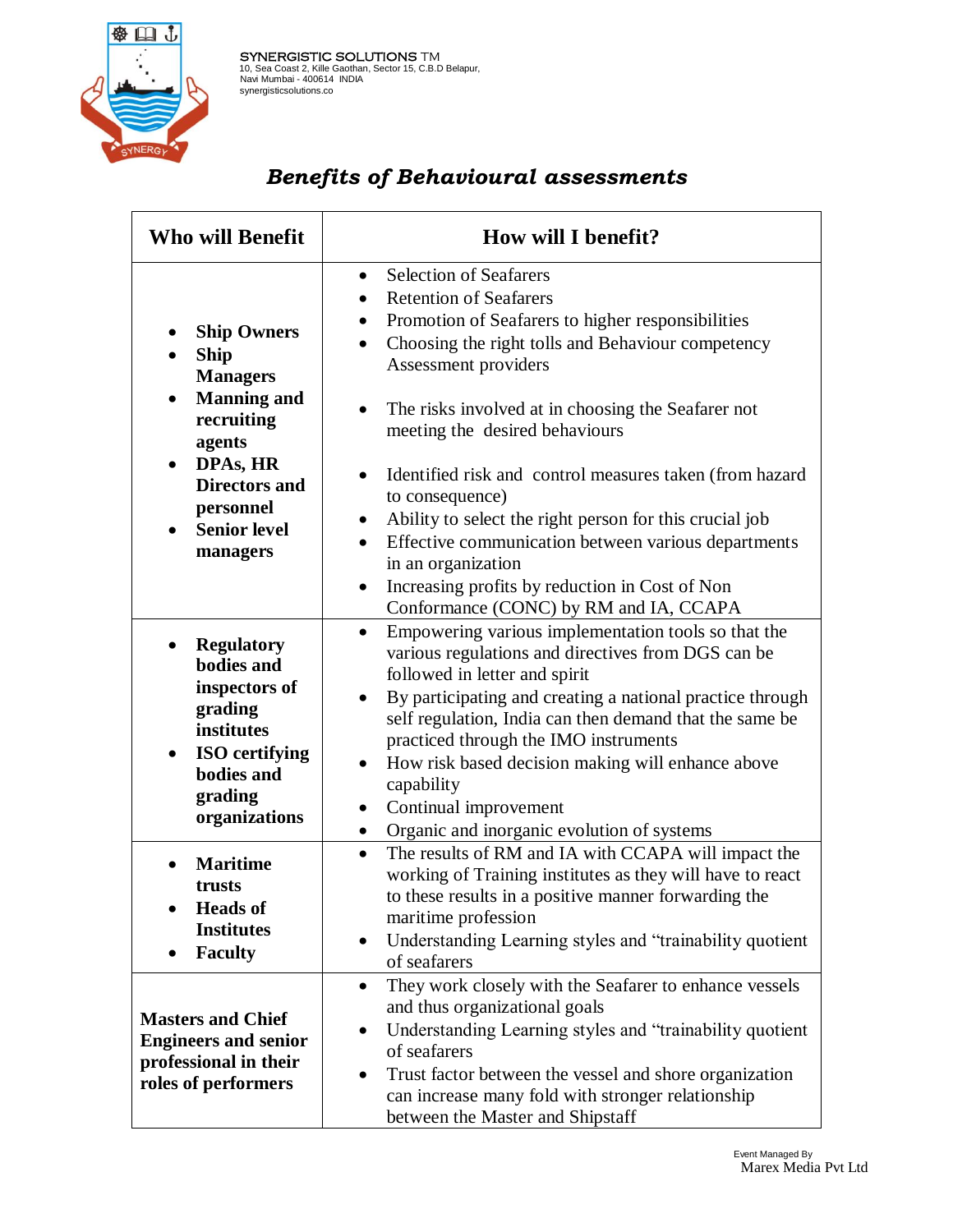SYNERGISTIC SOLUTIONS TM
10, Sea Coast 2, Kille Gaothan, Sector 15, C.B.D Belapur,
Navi Mumbai - 400614 INDIA
synergisticsolutions.co

# *Benefits of Behavioural assessments*

| Who will Benefit | How will I benefit? |
|---|---|
| • **Ship Owners**<br>• **Ship Managers**<br>• **Manning and recruiting agents**<br>• **DPAs, HR Directors and personnel**<br>• **Senior level managers** | • Selection of Seafarers<br>• Retention of Seafarers<br>• Promotion of Seafarers to higher responsibilities<br>• Choosing the right tolls and Behaviour competency Assessment providers<br><br>• The risks involved at in choosing the Seafarer not meeting the desired behaviours<br><br>• Identified risk and control measures taken (from hazard to consequence)<br>• Ability to select the right person for this crucial job<br>• Effective communication between various departments in an organization<br>• Increasing profits by reduction in Cost of Non Conformance (CONC) by RM and IA, CCAPA |
| • **Regulatory bodies and inspectors of grading institutes**<br>• **ISO certifying bodies and grading organizations** | • Empowering various implementation tools so that the various regulations and directives from DGS can be followed in letter and spirit<br>• By participating and creating a national practice through self regulation, India can then demand that the same be practiced through the IMO instruments<br>• How risk based decision making will enhance above capability<br>• Continual improvement<br>• Organic and inorganic evolution of systems |
| • **Maritime trusts**<br>• **Heads of Institutes**<br>• **Faculty** | • The results of RM and IA with CCAPA will impact the working of Training institutes as they will have to react to these results in a positive manner forwarding the maritime profession<br>• Understanding Learning styles and "trainability quotient of seafarers |
| **Masters and Chief Engineers and senior professional in their roles of performers** | • They work closely with the Seafarer to enhance vessels and thus organizational goals<br>• Understanding Learning styles and "trainability quotient of seafarers<br>• Trust factor between the vessel and shore organization can increase many fold with stronger relationship between the Master and Shipstaff |

Event Managed By
Marex Media Pvt Ltd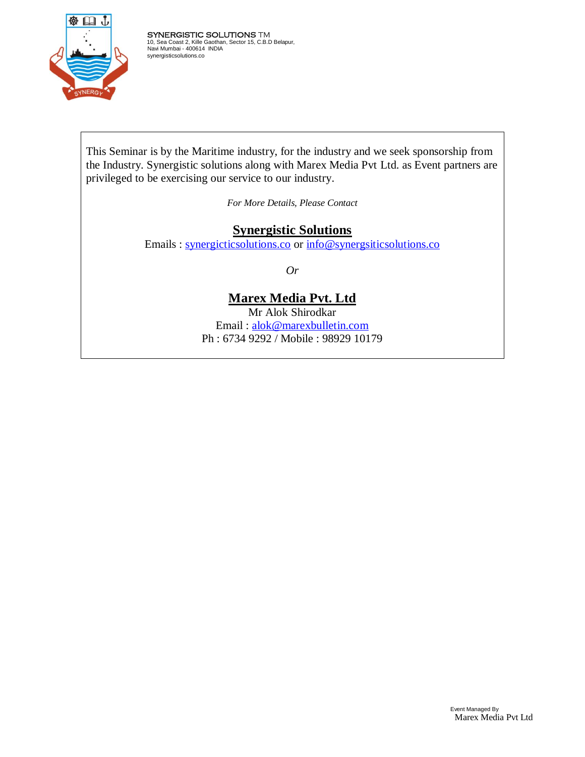SYNERGISTIC SOLUTIONS TM
10, Sea Coast 2, Kille Gaothan, Sector 15, C.B.D Belapur,
Navi Mumbai - 400614 INDIA
synergisticsolutions.co

This Seminar is by the Maritime industry, for the industry and we seek sponsorship from the Industry. Synergistic solutions along with Marex Media Pvt Ltd. as Event partners are privileged to be exercising our service to our industry.

*For More Details, Please Contact*

**Synergistic Solutions**

Emails : synergicticsolutions.co or info@synergsiticsolutions.co

*Or*

**Marex Media Pvt. Ltd**

Mr Alok Shirodkar
Email : alok@marexbulletin.com
Ph : 6734 9292 / Mobile : 98929 10179

Event Managed By
Marex Media Pvt Ltd